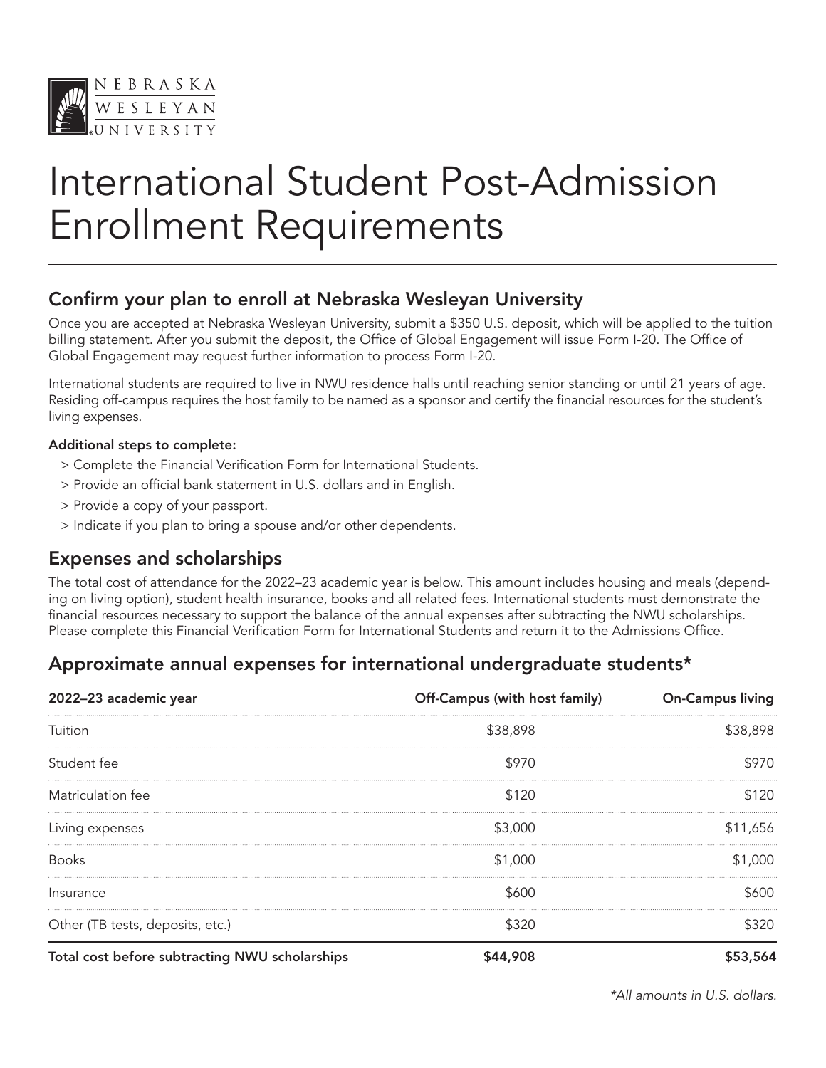# International Student Post-Admission Enrollment Requirements

## Confirm your plan to enroll at Nebraska Wesleyan University

Once you are accepted at Nebraska Wesleyan University, submit a $350 U.S. deposit, which will be applied to the tuition billing statement. After you submit the deposit, the Office of Global Engagement will issue Form I-20. The Office of Global Engagement may request further information to process Form I-20.

International students are required to live in NWU residence halls until reaching senior standing or until 21 years of age. Residing off-campus requires the host family to be named as a sponsor and certify the financial resources for the student's living expenses.

**Additional steps to complete:**

> Complete the Financial Verification Form for International Students.
> Provide an official bank statement in U.S. dollars and in English.
> Provide a copy of your passport.
> Indicate if you plan to bring a spouse and/or other dependents.

## Expenses and scholarships

The total cost of attendance for the 2022–23 academic year is below. This amount includes housing and meals (depending on living option), student health insurance, books and all related fees. International students must demonstrate the financial resources necessary to support the balance of the annual expenses after subtracting the NWU scholarships. Please complete this Financial Verification Form for International Students and return it to the Admissions Office.

## Approximate annual expenses for international undergraduate students*

| 2022–23 academic year | Off-Campus (with host family) | On-Campus living |
|---|---|---|
| Tuition | $38,898 | $38,898 |
| Student fee | $970 | $970 |
| Matriculation fee | $120 | $120 |
| Living expenses | $3,000 | $11,656 |
| Books | $1,000 | $1,000 |
| Insurance | $600 | $600 |
| Other (TB tests, deposits, etc.) | $320 | $320 |
| **Total cost before subtracting NWU scholarships** | **$44,908** | **$53,564** |

*\*All amounts in U.S. dollars.*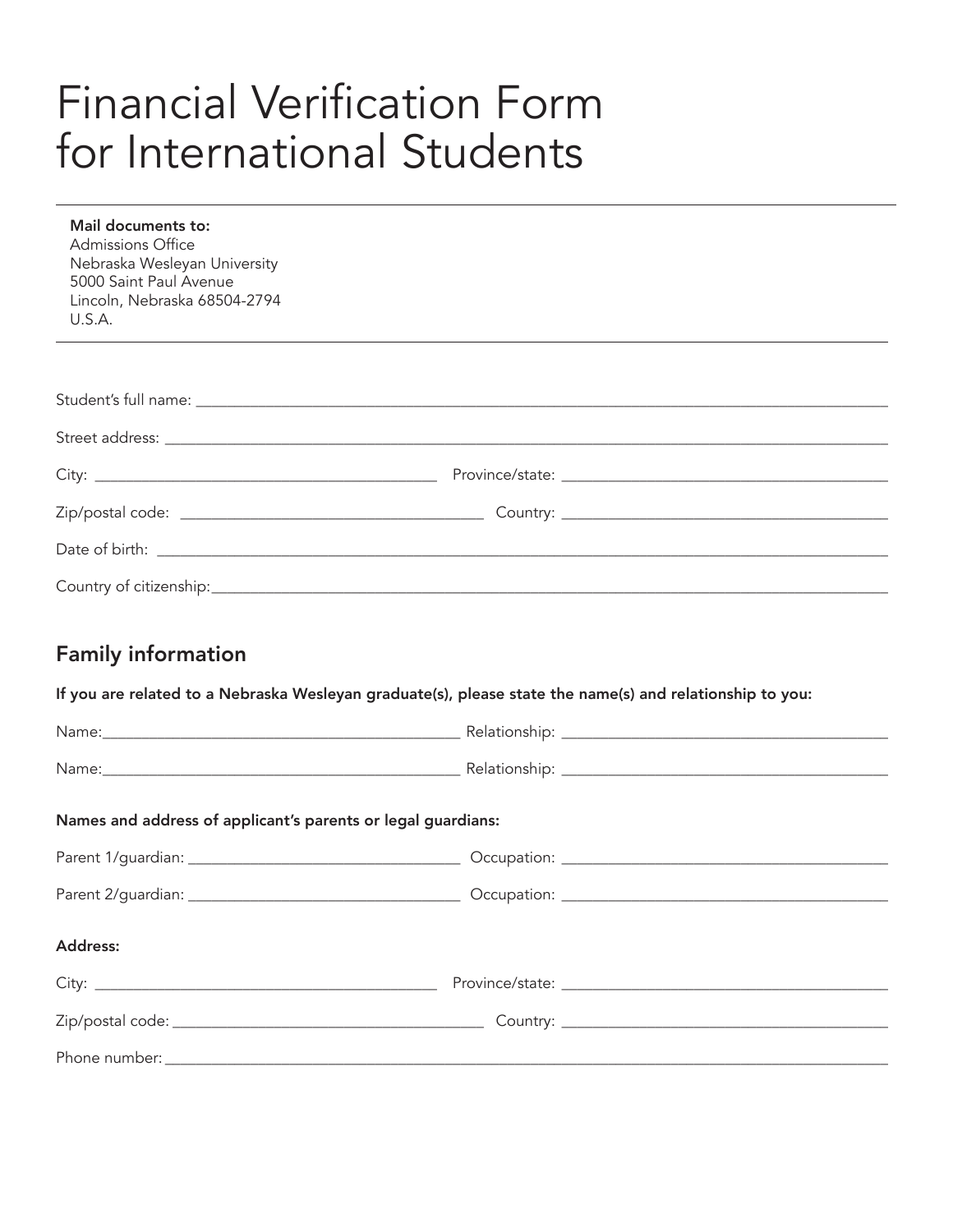# Financial Verification Form for International Students

**Mail documents to:**
Admissions Office
Nebraska Wesleyan University
5000 Saint Paul Avenue
Lincoln, Nebraska 68504-2794
U.S.A.

---

Student's full name: ______________________________

Street address: ______________________________

City: ______________________ Province/state: ______________________

Zip/postal code: ______________________ Country: ______________________

Date of birth: ______________________________

Country of citizenship: ______________________________

## Family information

**If you are related to a Nebraska Wesleyan graduate(s), please state the name(s) and relationship to you:**

Name: ______________________ Relationship: ______________________

Name: ______________________ Relationship: ______________________

**Names and address of applicant's parents or legal guardians:**

Parent 1/guardian: ______________________ Occupation: ______________________

Parent 2/guardian: ______________________ Occupation: ______________________

**Address:**

City: ______________________ Province/state: ______________________

Zip/postal code: ______________________ Country: ______________________

Phone number: ______________________________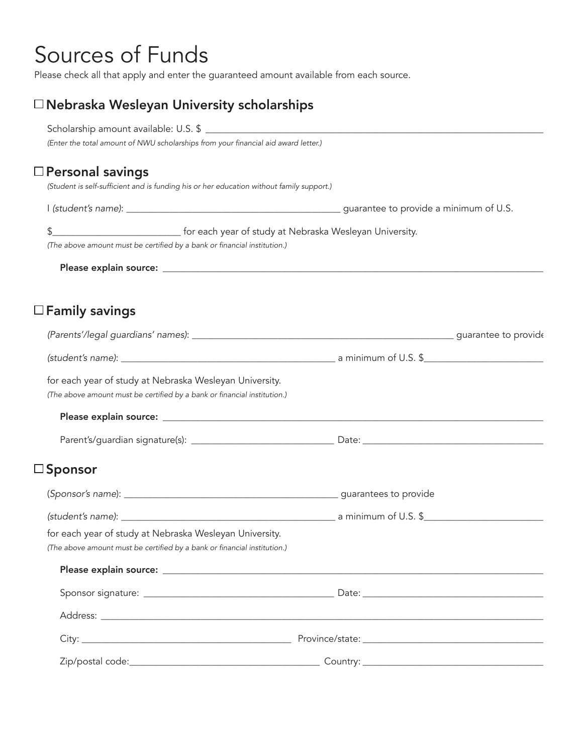# Sources of Funds

Please check all that apply and enter the guaranteed amount available from each source.

## ☐ Nebraska Wesleyan University scholarships

Scholarship amount available: U.S. $ ______________________________

*(Enter the total amount of NWU scholarships from your financial aid award letter.)*

## ☐ Personal savings

*(Student is self-sufficient and is funding his or her education without family support.)*

I *(student's name)*: ______________________________ guarantee to provide a minimum of U.S.

$______________________ for each year of study at Nebraska Wesleyan University.

*(The above amount must be certified by a bank or financial institution.)*

**Please explain source:** ______________________________

## ☐ Family savings

*(Parents'/legal guardians' names)*: ______________________________ guarantee to provide

*(student's name)*: ______________________________ a minimum of U.S. $______________________

for each year of study at Nebraska Wesleyan University.

*(The above amount must be certified by a bank or financial institution.)*

**Please explain source:** ______________________________

Parent's/guardian signature(s): ______________________ Date: ______________________

## ☐ Sponsor

(*Sponsor's name*): ______________________________ guarantees to provide

*(student's name)*: ______________________________ a minimum of U.S. $______________________

for each year of study at Nebraska Wesleyan University.

*(The above amount must be certified by a bank or financial institution.)*

**Please explain source:** ______________________________

Sponsor signature: ______________________ Date: ______________________

Address: ______________________________

City: ______________________ Province/state: ______________________

Zip/postal code: ______________________ Country: ______________________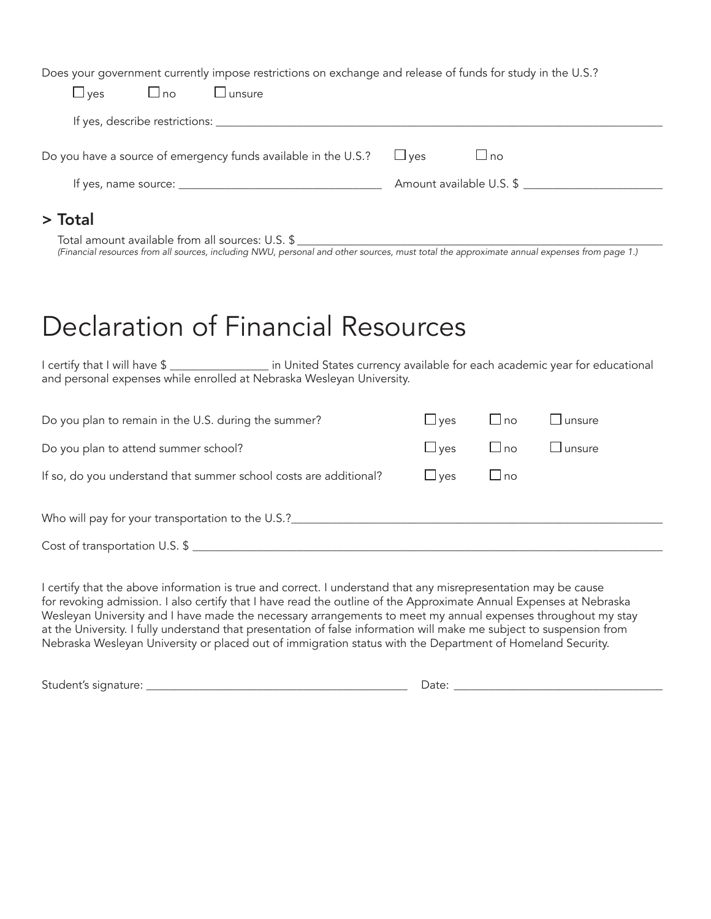Does your government currently impose restrictions on exchange and release of funds for study in the U.S.?

☐ yes ☐ no ☐ unsure

If yes, describe restrictions: ______________________________________________

Do you have a source of emergency funds available in the U.S.? ☐ yes ☐ no

If yes, name source: ______________________ Amount available U.S. $ ______________

## > Total

Total amount available from all sources: U.S. $ ______________________________________

*(Financial resources from all sources, including NWU, personal and other sources, must total the approximate annual expenses from page 1.)*

# Declaration of Financial Resources

I certify that I will have $ ____________ in United States currency available for each academic year for educational and personal expenses while enrolled at Nebraska Wesleyan University.

Do you plan to remain in the U.S. during the summer? ☐ yes ☐ no ☐ unsure

Do you plan to attend summer school? ☐ yes ☐ no ☐ unsure

If so, do you understand that summer school costs are additional? ☐ yes ☐ no

Who will pay for your transportation to the U.S.?____________________________________

Cost of transportation U.S. $ ______________________________________________

I certify that the above information is true and correct. I understand that any misrepresentation may be cause for revoking admission. I also certify that I have read the outline of the Approximate Annual Expenses at Nebraska Wesleyan University and I have made the necessary arrangements to meet my annual expenses throughout my stay at the University. I fully understand that presentation of false information will make me subject to suspension from Nebraska Wesleyan University or placed out of immigration status with the Department of Homeland Security.

Student's signature: ______________________________ Date: ______________________